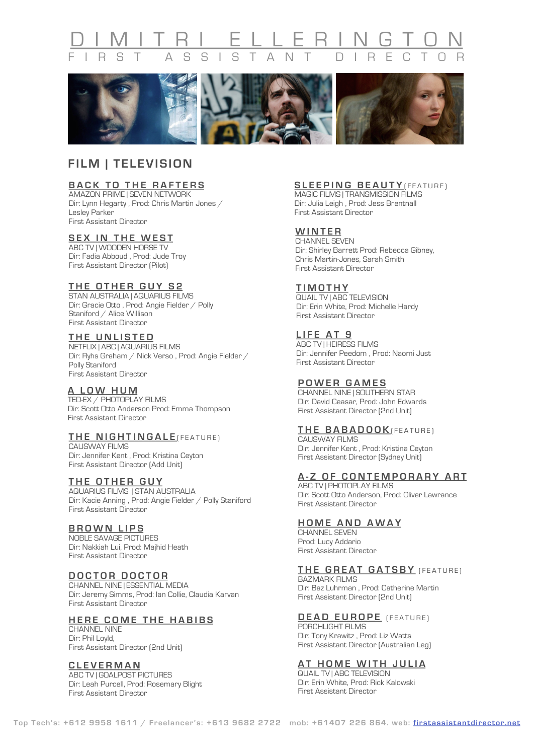# DIMITRI ELLERINGTON

## FIRST ASSISTANT DIRECTOR

## FILM | TELEVISION

### BACK TO THE RAFTERS
AMAZON PRIME | SEVEN NETWORK
Dir: Lynn Hegarty , Prod: Chris Martin Jones / Lesley Parker
First Assistant Director

### SEX IN THE WEST
ABC TV | WOODEN HORSE TV
Dir: Fadia Abboud , Prod: Jude Troy
First Assistant Director (Pilot)

### THE OTHER GUY S2
STAN AUSTRALIA | AQUARIUS FILMS
Dir: Gracie Otto , Prod: Angie Fielder / Polly Staniford / Alice Willison
First Assistant Director

### THE UNLISTED
NETFLIX | ABC | AQUARIUS FILMS
Dir: Ryhs Graham / Nick Verso , Prod: Angie Fielder / Polly Staniford
First Assistant Director

### A LOW HUM
TED-EX / PHOTOPLAY FILMS
Dir: Scott Otto Anderson Prod: Emma Thompson
First Assistant Director

### THE NIGHTINGALE (FEATURE)
CAUSWAY FILMS
Dir: Jennifer Kent , Prod: Kristina Ceyton
First Assistant Director (Add Unit)

### THE OTHER GUY
AQUARIUS FILMS | STAN AUSTRALIA
Dir: Kacie Anning , Prod: Angie Fielder / Polly Staniford
First Assistant Director

### BROWN LIPS
NOBLE SAVAGE PICTURES
Dir: Nakkiah Lui, Prod: Majhid Heath
First Assistant Director

### DOCTOR DOCTOR
CHANNEL NINE | ESSENTIAL MEDIA
Dir: Jeremy Simms, Prod: Ian Collie, Claudia Karvan
First Assistant Director

### HERE COME THE HABIBS
CHANNEL NINE
Dir: Phil Loyld,
First Assistant Director (2nd Unit)

### CLEVERMAN
ABC TV | GOALPOST PICTURES
Dir: Leah Purcell, Prod: Rosemary Blight
First Assistant Director

### SLEEPING BEAUTY (FEATURE)
MAGIC FILMS | TRANSMISSION FILMS
Dir: Julia Leigh , Prod: Jess Brentnall
First Assistant Director

### WINTER
CHANNEL SEVEN
Dir: Shirley Barrett Prod: Rebecca Gibney, Chris Martin-Jones, Sarah Smith
First Assistant Director

### TIMOTHY
QUAIL TV | ABC TELEVISION
Dir: Erin White, Prod: Michelle Hardy
First Assistant Director

### LIFE AT 9
ABC TV | HEIRESS FILMS
Dir: Jennifer Peedom , Prod: Naomi Just
First Assistant Director

### POWER GAMES
CHANNEL NINE | SOUTHERN STAR
Dir: David Ceasar, Prod: John Edwards
First Assistant Director (2nd Unit)

### THE BABADOOK (FEATURE)
CAUSWAY FILMS
Dir: Jennifer Kent , Prod: Kristina Ceyton
First Assistant Director (Sydney Unit)

### A-Z OF CONTEMPORARY ART
ABC TV | PHOTOPLAY FILMS
Dir: Scott Otto Anderson, Prod: Oliver Lawrance
First Assistant Director

### HOME AND AWAY
CHANNEL SEVEN
Prod: Lucy Addario
First Assistant Director

### THE GREAT GATSBY (FEATURE)
BAZMARK FILMS
Dir: Baz Luhrman , Prod: Catherine Martin
First Assistant Director (2nd Unit)

### DEAD EUROPE (FEATURE)
PORCHLIGHT FILMS
Dir: Tony Krawitz , Prod: Liz Watts
First Assistant Director (Australian Leg)

### AT HOME WITH JULIA
QUAIL TV | ABC TELEVISION
Dir: Erin White, Prod: Rick Kalowski
First Assistant Director

Top Tech's: +612 9958 1611 / Freelancer's: +613 9682 2722 mob: +61407 226 864. web: firstassistantdirector.net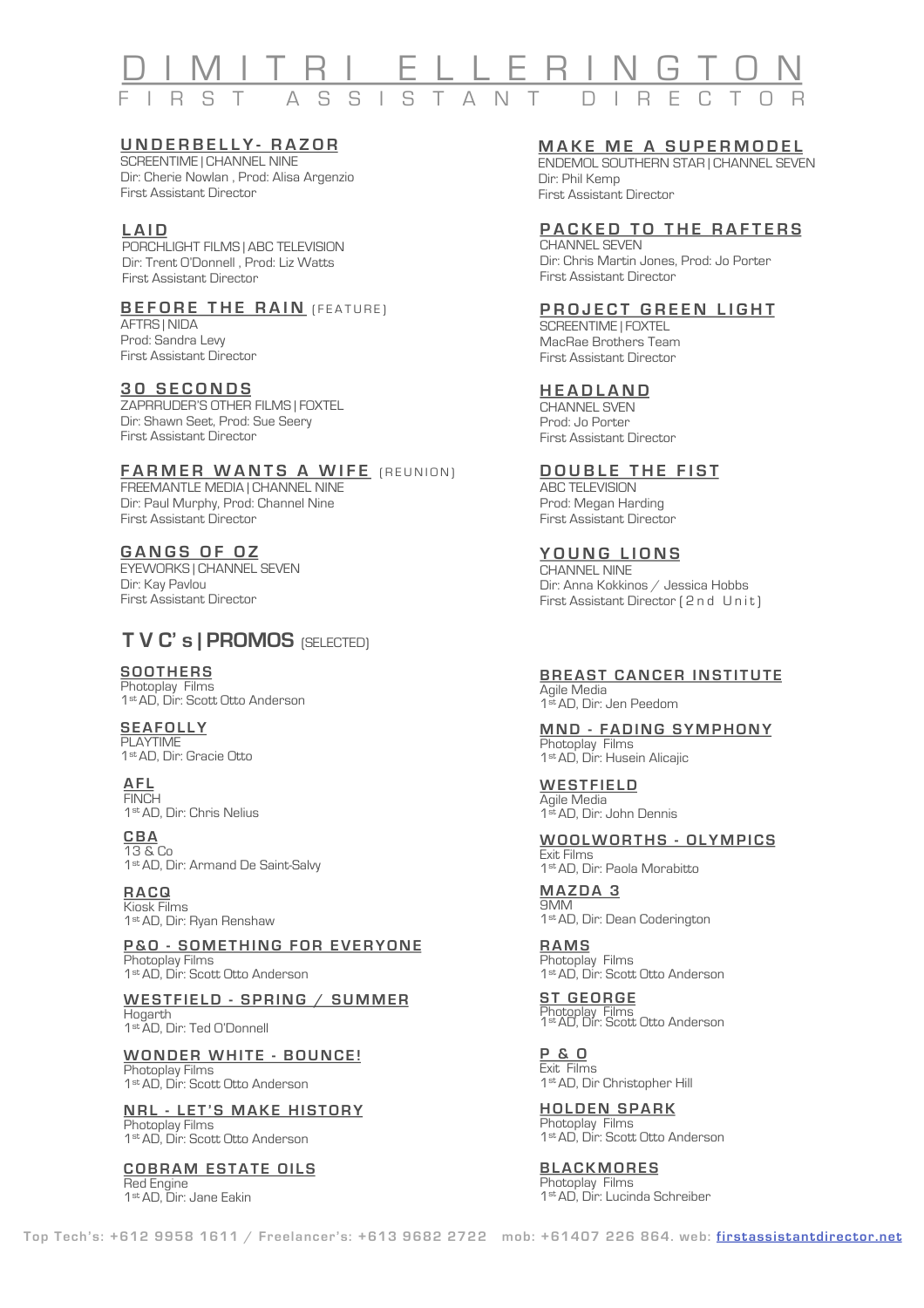# DIMITRI ELLERINGTON

FIRST ASSISTANT DIRECTOR

### UNDERBELLY- RAZOR
SCREENTIME | CHANNEL NINE
Dir: Cherie Nowlan , Prod: Alisa Argenzio
First Assistant Director

### LAID
PORCHLIGHT FILMS | ABC TELEVISION
Dir: Trent O'Donnell , Prod: Liz Watts
First Assistant Director

### BEFORE THE RAIN (FEATURE)
AFTRS | NIDA
Prod: Sandra Levy
First Assistant Director

### 30 SECONDS
ZAPRRUDER'S OTHER FILMS | FOXTEL
Dir: Shawn Seet, Prod: Sue Seery
First Assistant Director

### FARMER WANTS A WIFE (REUNION)
FREEMANTLE MEDIA | CHANNEL NINE
Dir: Paul Murphy, Prod: Channel Nine
First Assistant Director

### GANGS OF OZ
EYEWORKS | CHANNEL SEVEN
Dir: Kay Pavlou
First Assistant Director

### MAKE ME A SUPERMODEL
ENDEMOL SOUTHERN STAR | CHANNEL SEVEN
Dir: Phil Kemp
First Assistant Director

### PACKED TO THE RAFTERS
CHANNEL SEVEN
Dir: Chris Martin Jones, Prod: Jo Porter
First Assistant Director

### PROJECT GREEN LIGHT
SCREENTIME | FOXTEL
MacRae Brothers Team
First Assistant Director

### HEADLAND
CHANNEL SVEN
Prod: Jo Porter
First Assistant Director

### DOUBLE THE FIST
ABC TELEVISION
Prod: Megan Harding
First Assistant Director

### YOUNG LIONS
CHANNEL NINE
Dir: Anna Kokkinos / Jessica Hobbs
First Assistant Director (2nd Unit)

## TVC's | PROMOS (SELECTED)

### SOOTHERS
Photoplay Films
1st AD, Dir: Scott Otto Anderson

### SEAFOLLY
PLAYTIME
1st AD, Dir: Gracie Otto

### AFL
FINCH
1st AD, Dir: Chris Nelius

### CBA
13 & Co
1st AD, Dir: Armand De Saint-Salvy

### RACQ
Kiosk Films
1st AD, Dir: Ryan Renshaw

### P&O - SOMETHING FOR EVERYONE
Photoplay Films
1st AD, Dir: Scott Otto Anderson

### WESTFIELD - SPRING / SUMMER
Hogarth
1st AD, Dir: Ted O'Donnell

### WONDER WHITE - BOUNCE!
Photoplay Films
1st AD, Dir: Scott Otto Anderson

### NRL - LET'S MAKE HISTORY
Photoplay Films
1st AD, Dir: Scott Otto Anderson

### COBRAM ESTATE OILS
Red Engine
1st AD, Dir: Jane Eakin

### BREAST CANCER INSTITUTE
Agile Media
1st AD, Dir: Jen Peedom

### MND - FADING SYMPHONY
Photoplay Films
1st AD, Dir: Husein Alicajic

### WESTFIELD
Agile Media
1st AD, Dir: John Dennis

### WOOLWORTHS - OLYMPICS
Exit Films
1st AD, Dir: Paola Morabitto

### MAZDA 3
9MM
1st AD, Dir: Dean Coderington

### RAMS
Photoplay Films
1st AD, Dir: Scott Otto Anderson

### ST GEORGE
Photoplay Films
1st AD, Dir: Scott Otto Anderson

### P & O
Exit Films
1st AD, Dir Christopher Hill

### HOLDEN SPARK
Photoplay Films
1st AD, Dir: Scott Otto Anderson

### BLACKMORES
Photoplay Films
1st AD, Dir: Lucinda Schreiber

Top Tech's: +612 9958 1611 / Freelancer's: +613 9682 2722 mob: +61407 226 864. web: firstassistantdirector.net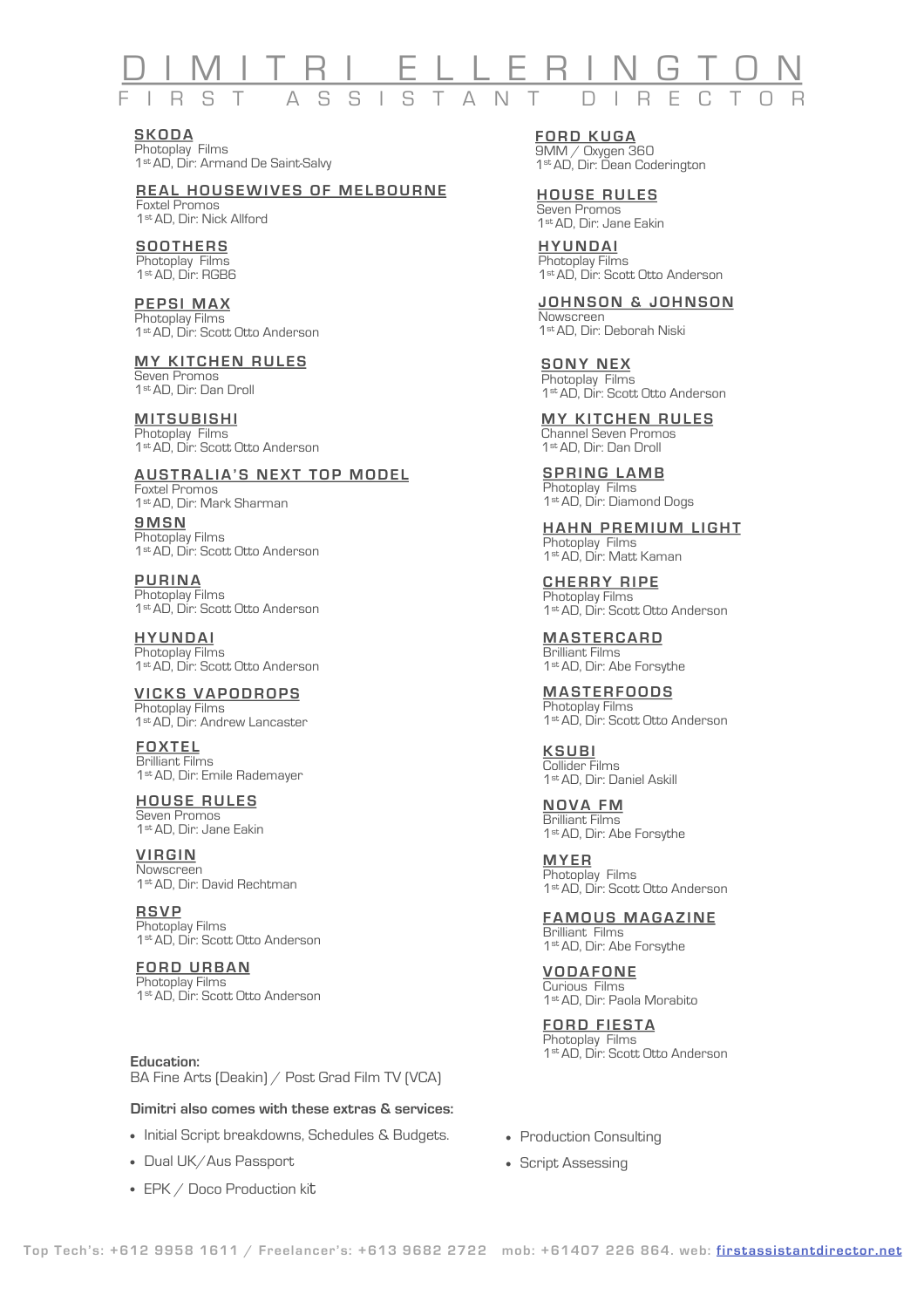# DIMITRI ELLERINGTON
FIRST ASSISTANT DIRECTOR

**SKODA**
Photoplay Films
1st AD, Dir: Armand De Saint-Salvy

**REAL HOUSEWIVES OF MELBOURNE**
Foxtel Promos
1st AD, Dir: Nick Allford

**SOOTHERS**
Photoplay Films
1st AD, Dir: RGB6

**PEPSI MAX**
Photoplay Films
1st AD, Dir: Scott Otto Anderson

**MY KITCHEN RULES**
Seven Promos
1st AD, Dir: Dan Droll

**MITSUBISHI**
Photoplay Films
1st AD, Dir: Scott Otto Anderson

**AUSTRALIA'S NEXT TOP MODEL**
Foxtel Promos
1st AD, Dir: Mark Sharman

**9MSN**
Photoplay Films
1st AD, Dir: Scott Otto Anderson

**PURINA**
Photoplay Films
1st AD, Dir: Scott Otto Anderson

**HYUNDAI**
Photoplay Films
1st AD, Dir: Scott Otto Anderson

**VICKS VAPODROPS**
Photoplay Films
1st AD, Dir: Andrew Lancaster

**FOXTEL**
Brilliant Films
1st AD, Dir: Emile Rademayer

**HOUSE RULES**
Seven Promos
1st AD, Dir: Jane Eakin

**VIRGIN**
Nowscreen
1st AD, Dir: David Rechtman

**RSVP**
Photoplay Films
1st AD, Dir: Scott Otto Anderson

**FORD URBAN**
Photoplay Films
1st AD, Dir: Scott Otto Anderson

**FORD KUGA**
9MM / Oxygen 360
1st AD, Dir: Dean Coderington

**HOUSE RULES**
Seven Promos
1st AD, Dir: Jane Eakin

**HYUNDAI**
Photoplay Films
1st AD, Dir: Scott Otto Anderson

**JOHNSON & JOHNSON**
Nowscreen
1st AD, Dir: Deborah Niski

**SONY NEX**
Photoplay Films
1st AD, Dir: Scott Otto Anderson

**MY KITCHEN RULES**
Channel Seven Promos
1st AD, Dir: Dan Droll

**SPRING LAMB**
Photoplay Films
1st AD, Dir: Diamond Dogs

**HAHN PREMIUM LIGHT**
Photoplay Films
1st AD, Dir: Matt Kaman

**CHERRY RIPE**
Photoplay Films
1st AD, Dir: Scott Otto Anderson

**MASTERCARD**
Brilliant Films
1st AD, Dir: Abe Forsythe

**MASTERFOODS**
Photoplay Films
1st AD, Dir: Scott Otto Anderson

**KSUBI**
Collider Films
1st AD, Dir: Daniel Askill

**NOVA FM**
Brilliant Films
1st AD, Dir: Abe Forsythe

**MYER**
Photoplay Films
1st AD, Dir: Scott Otto Anderson

**FAMOUS MAGAZINE**
Brilliant Films
1st AD, Dir: Abe Forsythe

**VODAFONE**
Curious Films
1st AD, Dir: Paola Morabito

**FORD FIESTA**
Photoplay Films
1st AD, Dir: Scott Otto Anderson

**Education:**
BA Fine Arts (Deakin) / Post Grad Film TV (VCA)

**Dimitri also comes with these extras & services:**

- Initial Script breakdowns, Schedules & Budgets.
- Dual UK/Aus Passport
- EPK / Doco Production kit
- Production Consulting
- Script Assessing

Top Tech's: +612 9958 1611 / Freelancer's: +613 9682 2722 mob: +61407 226 864. web: firstassistantdirector.net